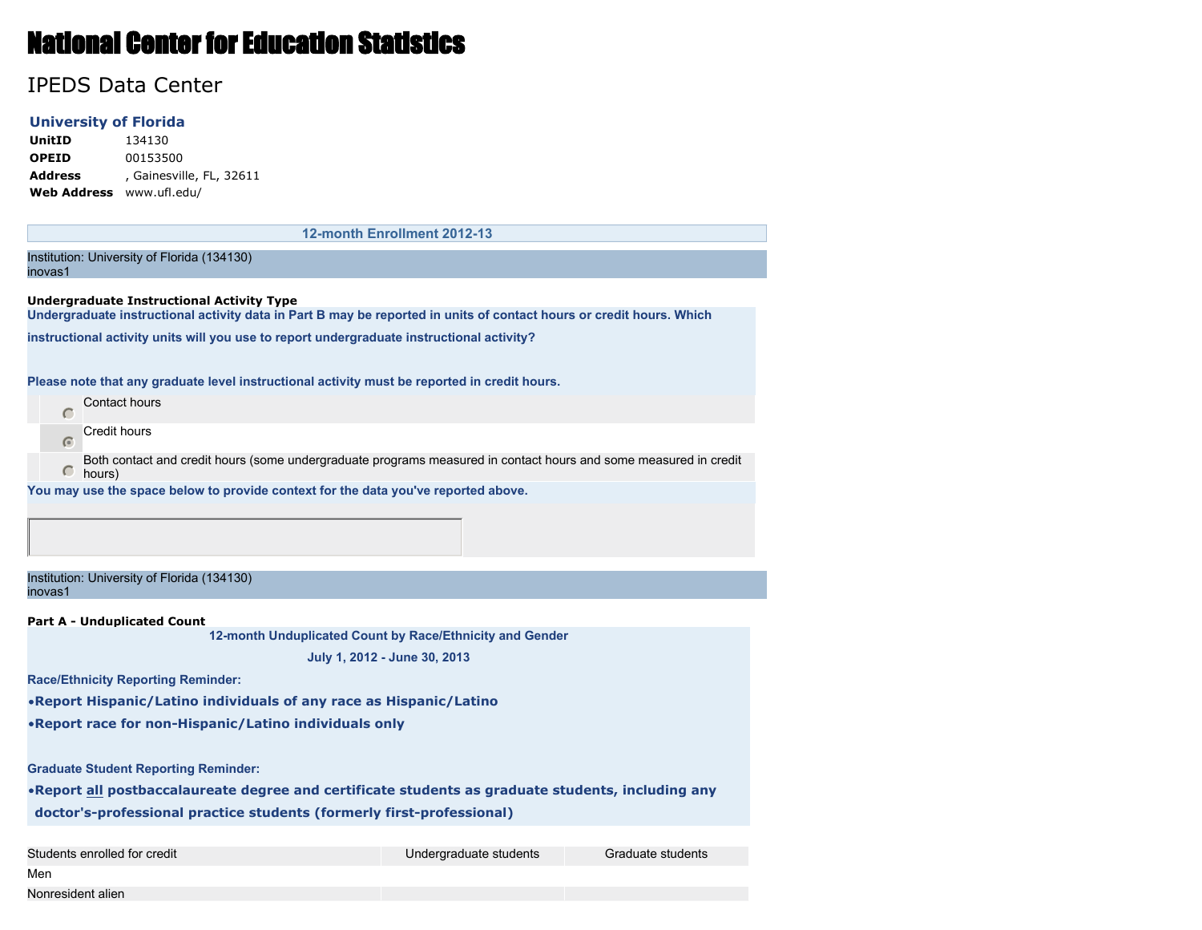# National Center for Education Statistics

## IPEDS Data Center

### University of Florida

| | |
|---|---|
| **UnitID** | 134130 |
| **OPEID** | 00153500 |
| **Address** | , Gainesville, FL, 32611 |
| **Web Address** | www.ufl.edu/ |

**12-month Enrollment 2012-13**

Institution: University of Florida (134130)
inovas1

**Undergraduate Instructional Activity Type**

**Undergraduate instructional activity data in Part B may be reported in units of contact hours or credit hours. Which instructional activity units will you use to report undergraduate instructional activity?**

**Please note that any graduate level instructional activity must be reported in credit hours.**

- ○ Contact hours
- ◉ Credit hours
- ○ Both contact and credit hours (some undergraduate programs measured in contact hours and some measured in credit hours)

**You may use the space below to provide context for the data you've reported above.**

Institution: University of Florida (134130)
inovas1

**Part A - Unduplicated Count**

**12-month Unduplicated Count by Race/Ethnicity and Gender**

**July 1, 2012 - June 30, 2013**

**Race/Ethnicity Reporting Reminder:**

- **Report Hispanic/Latino individuals of any race as Hispanic/Latino**
- **Report race for non-Hispanic/Latino individuals only**

**Graduate Student Reporting Reminder:**

- **Report all postbaccalaureate degree and certificate students as graduate students, including any doctor's-professional practice students (formerly first-professional)**

| Students enrolled for credit | Undergraduate students | Graduate students |
|---|---|---|
| Men | | |
| Nonresident alien | | |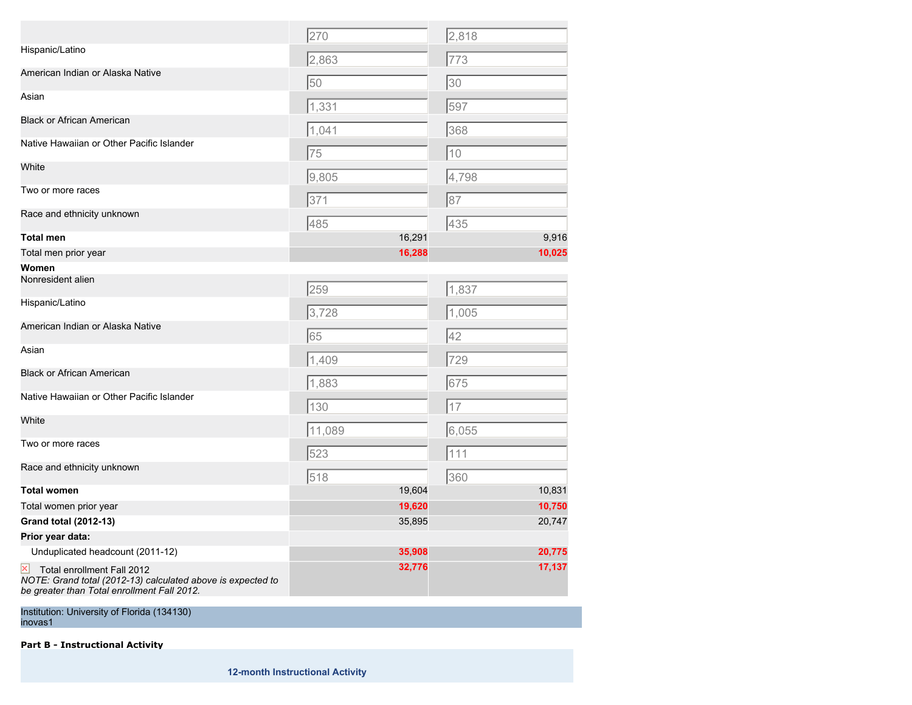| | | |
|---|---|---|
| | 270 | 2,818 |
| Hispanic/Latino | 2,863 | 773 |
| American Indian or Alaska Native | 50 | 30 |
| Asian | 1,331 | 597 |
| Black or African American | 1,041 | 368 |
| Native Hawaiian or Other Pacific Islander | 75 | 10 |
| White | 9,805 | 4,798 |
| Two or more races | 371 | 87 |
| Race and ethnicity unknown | 485 | 435 |
| **Total men** | 16,291 | 9,916 |
| Total men prior year | **16,288** | **10,025** |
| **Women** | | |
| Nonresident alien | 259 | 1,837 |
| Hispanic/Latino | 3,728 | 1,005 |
| American Indian or Alaska Native | 65 | 42 |
| Asian | 1,409 | 729 |
| Black or African American | 1,883 | 675 |
| Native Hawaiian or Other Pacific Islander | 130 | 17 |
| White | 11,089 | 6,055 |
| Two or more races | 523 | 111 |
| Race and ethnicity unknown | 518 | 360 |
| **Total women** | 19,604 | 10,831 |
| Total women prior year | **19,620** | **10,750** |
| **Grand total (2012-13)** | 35,895 | 20,747 |
| **Prior year data:** | | |
| Unduplicated headcount (2011-12) | **35,908** | **20,775** |
| Total enrollment Fall 2012 *NOTE: Grand total (2012-13) calculated above is expected to be greater than Total enrollment Fall 2012.* | **32,776** | **17,137** |

Institution: University of Florida (134130)
inovas1

**Part B - Instructional Activity**

**12-month Instructional Activity**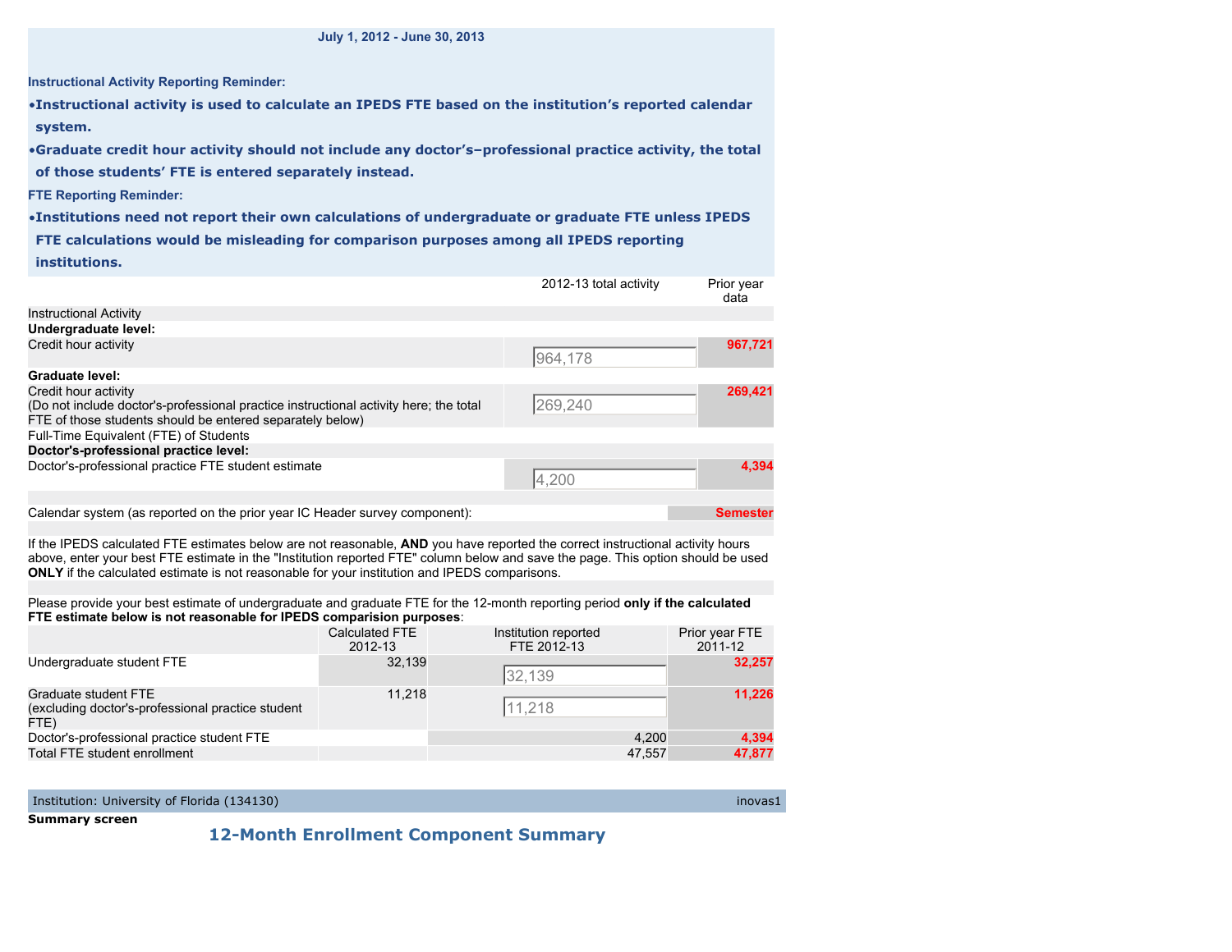**July 1, 2012 - June 30, 2013**

**Instructional Activity Reporting Reminder:**

- **Instructional activity is used to calculate an IPEDS FTE based on the institution's reported calendar system.**
- **Graduate credit hour activity should not include any doctor's–professional practice activity, the total of those students' FTE is entered separately instead.**

**FTE Reporting Reminder:**

- **Institutions need not report their own calculations of undergraduate or graduate FTE unless IPEDS FTE calculations would be misleading for comparison purposes among all IPEDS reporting institutions.**

| | 2012-13 total activity | Prior year data |
|---|---|---|
| Instructional Activity | | |
| **Undergraduate level:** | | |
| Credit hour activity | 964,178 | 967,721 |
| **Graduate level:** | | |
| Credit hour activity (Do not include doctor's-professional practice instructional activity here; the total FTE of those students should be entered separately below) | 269,240 | 269,421 |
| Full-Time Equivalent (FTE) of Students | | |
| **Doctor's-professional practice level:** | | |
| Doctor's-professional practice FTE student estimate | 4,200 | 4,394 |
| Calendar system (as reported on the prior year IC Header survey component): | | Semester |

If the IPEDS calculated FTE estimates below are not reasonable, **AND** you have reported the correct instructional activity hours above, enter your best FTE estimate in the "Institution reported FTE" column below and save the page. This option should be used **ONLY** if the calculated estimate is not reasonable for your institution and IPEDS comparisons.

Please provide your best estimate of undergraduate and graduate FTE for the 12-month reporting period **only if the calculated FTE estimate below is not reasonable for IPEDS comparision purposes**:

| | Calculated FTE 2012-13 | Institution reported FTE 2012-13 | Prior year FTE 2011-12 |
|---|---|---|---|
| Undergraduate student FTE | 32,139 | 32,139 | 32,257 |
| Graduate student FTE (excluding doctor's-professional practice student FTE) | 11,218 | 11,218 | 11,226 |
| Doctor's-professional practice student FTE | | 4,200 | 4,394 |
| Total FTE student enrollment | | 47,557 | 47,877 |

Institution: University of Florida (134130) inovas1

**Summary screen**

## 12-Month Enrollment Component Summary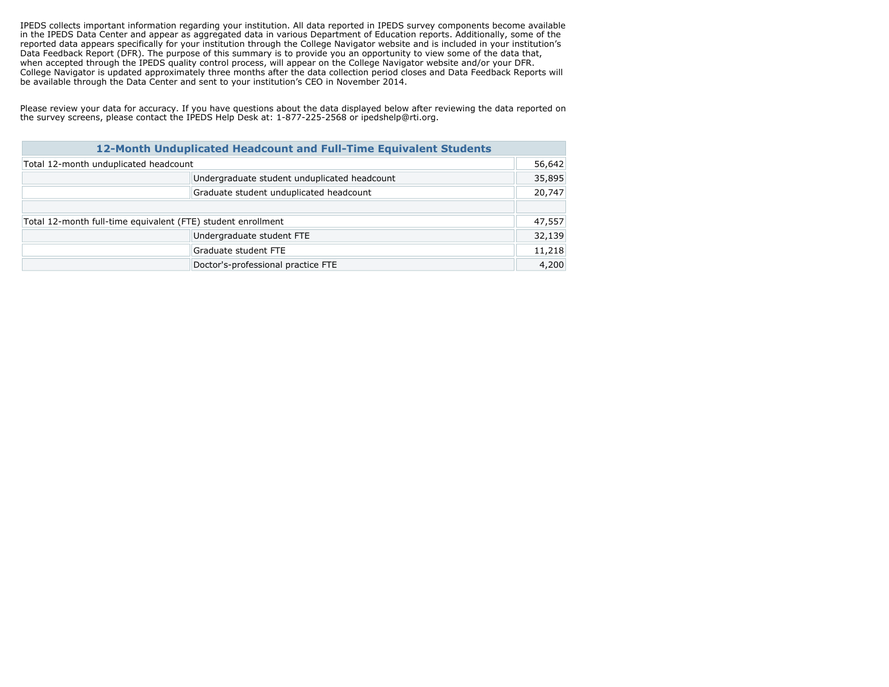IPEDS collects important information regarding your institution. All data reported in IPEDS survey components become available in the IPEDS Data Center and appear as aggregated data in various Department of Education reports. Additionally, some of the reported data appears specifically for your institution through the College Navigator website and is included in your institution's Data Feedback Report (DFR). The purpose of this summary is to provide you an opportunity to view some of the data that, when accepted through the IPEDS quality control process, will appear on the College Navigator website and/or your DFR. College Navigator is updated approximately three months after the data collection period closes and Data Feedback Reports will be available through the Data Center and sent to your institution's CEO in November 2014.

Please review your data for accuracy. If you have questions about the data displayed below after reviewing the data reported on the survey screens, please contact the IPEDS Help Desk at: 1-877-225-2568 or ipedshelp@rti.org.

| 12-Month Unduplicated Headcount and Full-Time Equivalent Students | | |
|---|---|---|
| Total 12-month unduplicated headcount | | 56,642 |
| | Undergraduate student unduplicated headcount | 35,895 |
| | Graduate student unduplicated headcount | 20,747 |
| | | |
| Total 12-month full-time equivalent (FTE) student enrollment | | 47,557 |
| | Undergraduate student FTE | 32,139 |
| | Graduate student FTE | 11,218 |
| | Doctor's-professional practice FTE | 4,200 |